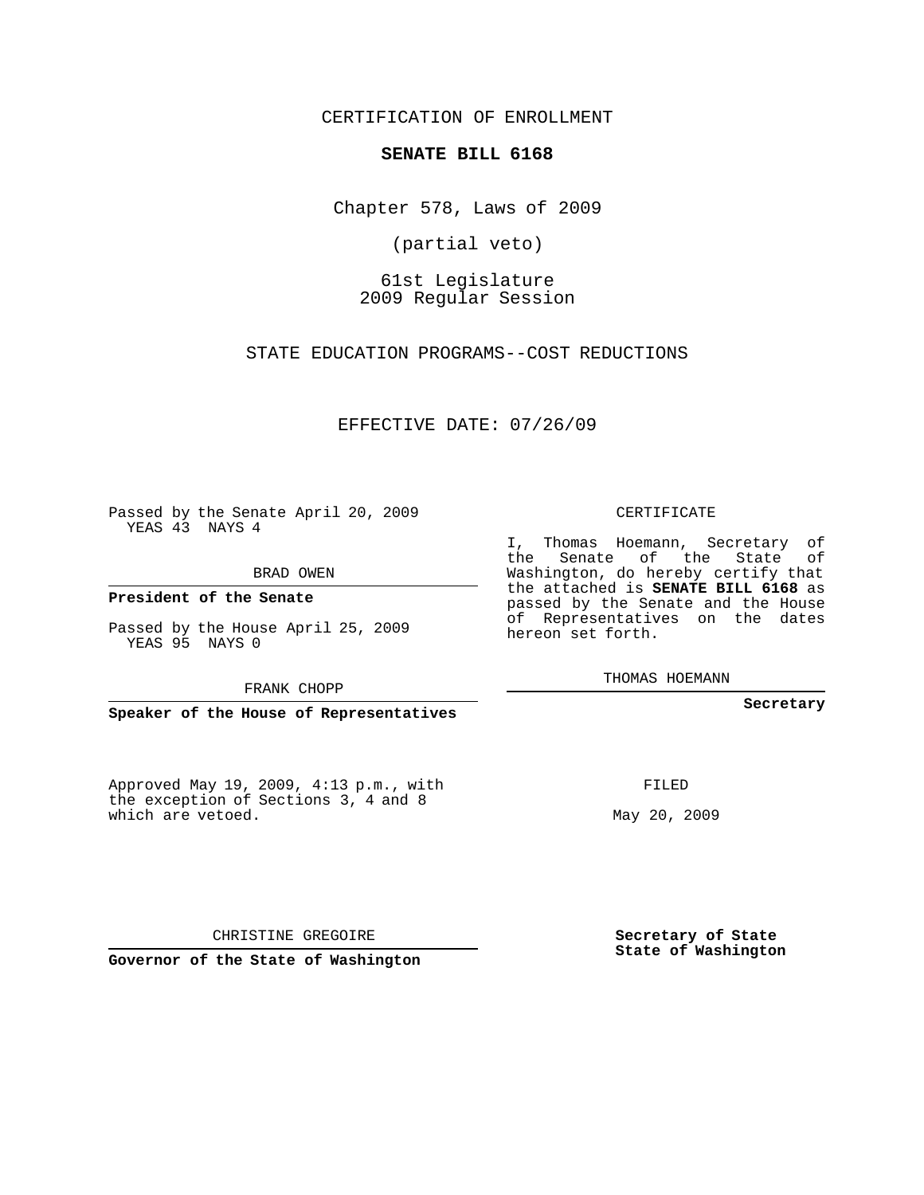CERTIFICATION OF ENROLLMENT

**SENATE BILL 6168**

Chapter 578, Laws of 2009

(partial veto)

61st Legislature
2009 Regular Session

STATE EDUCATION PROGRAMS--COST REDUCTIONS

EFFECTIVE DATE: 07/26/09

Passed by the Senate April 20, 2009
YEAS 43 NAYS 4

BRAD OWEN

**President of the Senate**

Passed by the House April 25, 2009
YEAS 95 NAYS 0

FRANK CHOPP

**Speaker of the House of Representatives**

CERTIFICATE

I, Thomas Hoemann, Secretary of the Senate of the State of Washington, do hereby certify that the attached is **SENATE BILL 6168** as passed by the Senate and the House of Representatives on the dates hereon set forth.

THOMAS HOEMANN

**Secretary**

Approved May 19, 2009, 4:13 p.m., with the exception of Sections 3, 4 and 8 which are vetoed.

FILED

May 20, 2009

CHRISTINE GREGOIRE

**Governor of the State of Washington**

**Secretary of State**
**State of Washington**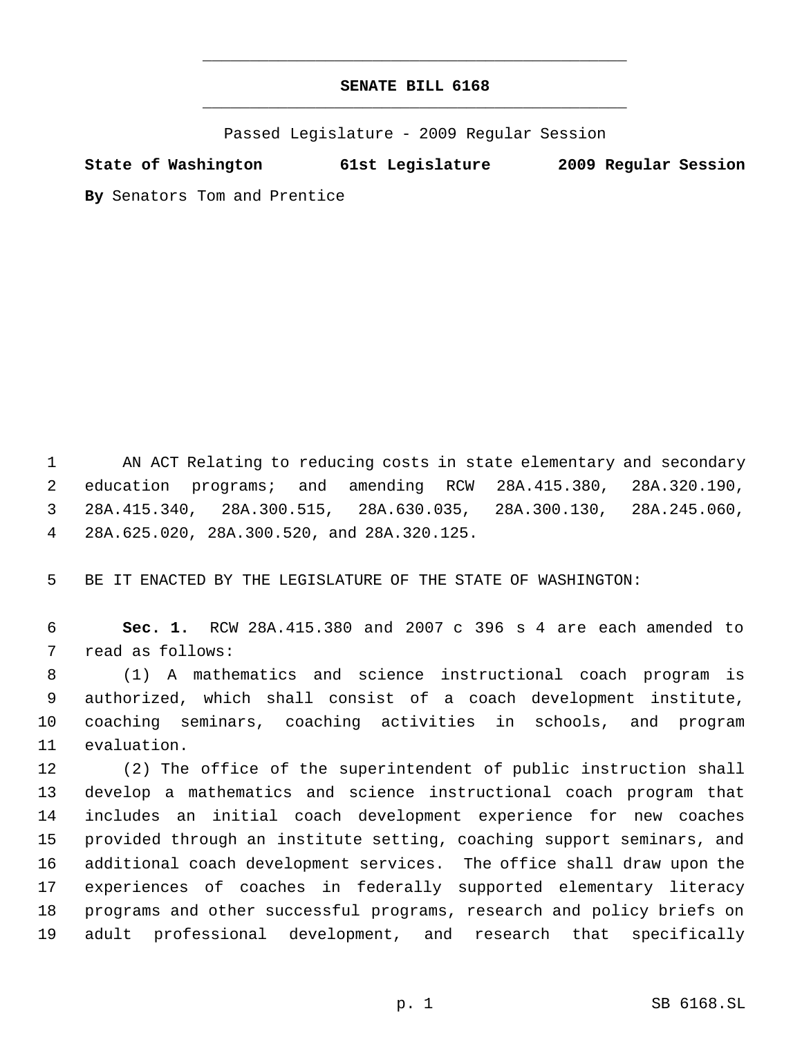# SENATE BILL 6168

Passed Legislature - 2009 Regular Session

**State of Washington 61st Legislature 2009 Regular Session**

**By** Senators Tom and Prentice

AN ACT Relating to reducing costs in state elementary and secondary education programs; and amending RCW 28A.415.380, 28A.320.190, 28A.415.340, 28A.300.515, 28A.630.035, 28A.300.130, 28A.245.060, 28A.625.020, 28A.300.520, and 28A.320.125.

BE IT ENACTED BY THE LEGISLATURE OF THE STATE OF WASHINGTON:

**Sec. 1.** RCW 28A.415.380 and 2007 c 396 s 4 are each amended to read as follows:

(1) A mathematics and science instructional coach program is authorized, which shall consist of a coach development institute, coaching seminars, coaching activities in schools, and program evaluation.

(2) The office of the superintendent of public instruction shall develop a mathematics and science instructional coach program that includes an initial coach development experience for new coaches provided through an institute setting, coaching support seminars, and additional coach development services. The office shall draw upon the experiences of coaches in federally supported elementary literacy programs and other successful programs, research and policy briefs on adult professional development, and research that specifically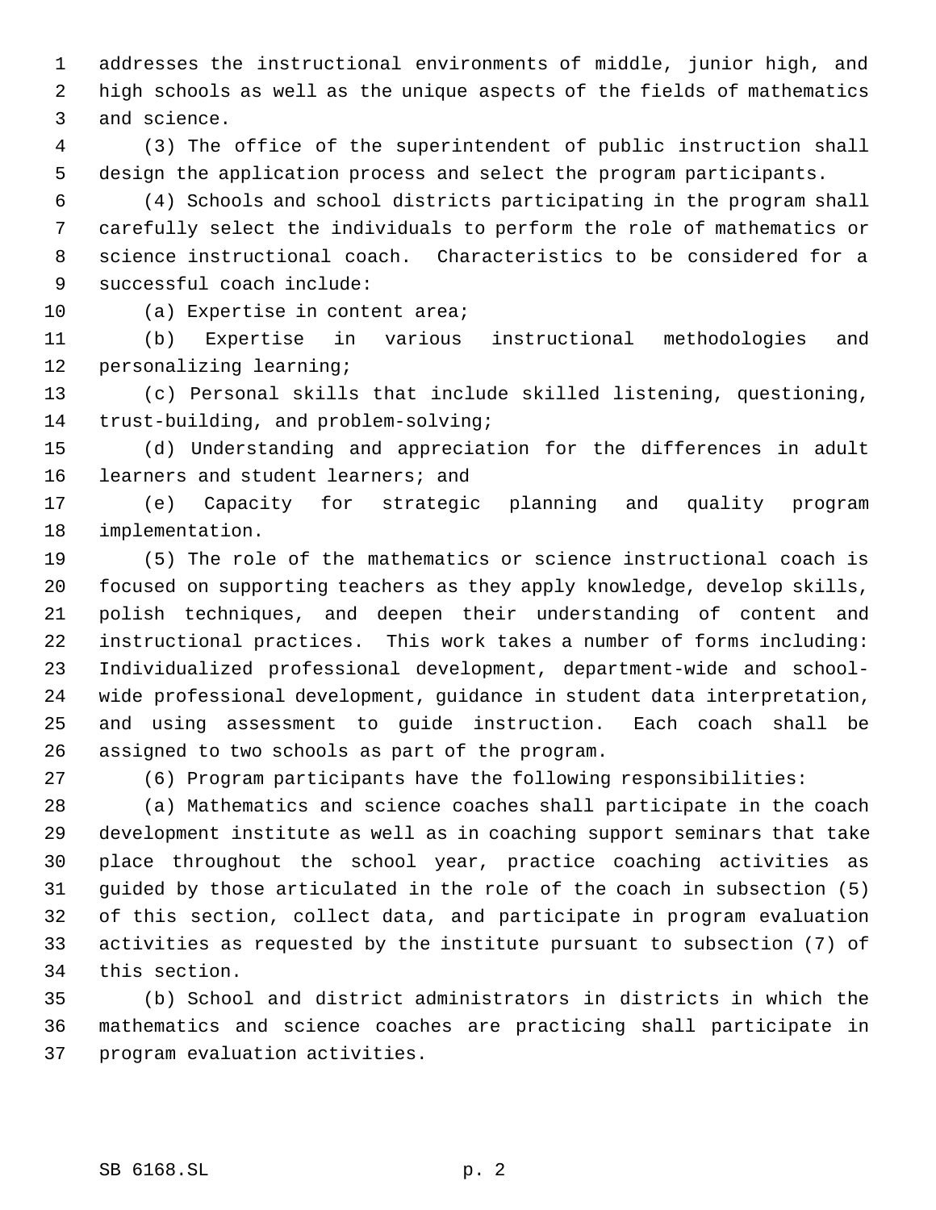addresses the instructional environments of middle, junior high, and high schools as well as the unique aspects of the fields of mathematics and science.

(3) The office of the superintendent of public instruction shall design the application process and select the program participants.

(4) Schools and school districts participating in the program shall carefully select the individuals to perform the role of mathematics or science instructional coach. Characteristics to be considered for a successful coach include:

(a) Expertise in content area;

(b) Expertise in various instructional methodologies and personalizing learning;

(c) Personal skills that include skilled listening, questioning, trust-building, and problem-solving;

(d) Understanding and appreciation for the differences in adult learners and student learners; and

(e) Capacity for strategic planning and quality program implementation.

(5) The role of the mathematics or science instructional coach is focused on supporting teachers as they apply knowledge, develop skills, polish techniques, and deepen their understanding of content and instructional practices. This work takes a number of forms including: Individualized professional development, department-wide and school-wide professional development, guidance in student data interpretation, and using assessment to guide instruction. Each coach shall be assigned to two schools as part of the program.

(6) Program participants have the following responsibilities:

(a) Mathematics and science coaches shall participate in the coach development institute as well as in coaching support seminars that take place throughout the school year, practice coaching activities as guided by those articulated in the role of the coach in subsection (5) of this section, collect data, and participate in program evaluation activities as requested by the institute pursuant to subsection (7) of this section.

(b) School and district administrators in districts in which the mathematics and science coaches are practicing shall participate in program evaluation activities.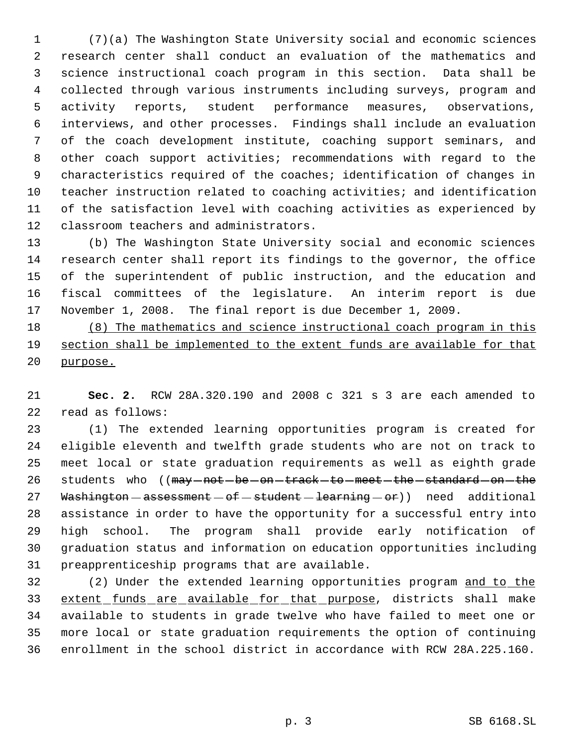(7)(a) The Washington State University social and economic sciences research center shall conduct an evaluation of the mathematics and science instructional coach program in this section. Data shall be collected through various instruments including surveys, program and activity reports, student performance measures, observations, interviews, and other processes. Findings shall include an evaluation of the coach development institute, coaching support seminars, and other coach support activities; recommendations with regard to the characteristics required of the coaches; identification of changes in teacher instruction related to coaching activities; and identification of the satisfaction level with coaching activities as experienced by classroom teachers and administrators.

(b) The Washington State University social and economic sciences research center shall report its findings to the governor, the office of the superintendent of public instruction, and the education and fiscal committees of the legislature. An interim report is due November 1, 2008. The final report is due December 1, 2009.

<u>(8) The mathematics and science instructional coach program in this section shall be implemented to the extent funds are available for that purpose.</u>

**Sec. 2.** RCW 28A.320.190 and 2008 c 321 s 3 are each amended to read as follows:

(1) The extended learning opportunities program is created for eligible eleventh and twelfth grade students who are not on track to meet local or state graduation requirements as well as eighth grade students who ((~~may not be on track to meet the standard on the Washington assessment of student learning or~~)) need additional assistance in order to have the opportunity for a successful entry into high school. The program shall provide early notification of graduation status and information on education opportunities including preapprenticeship programs that are available.

(2) Under the extended learning opportunities program <u>and to the extent funds are available for that purpose</u>, districts shall make available to students in grade twelve who have failed to meet one or more local or state graduation requirements the option of continuing enrollment in the school district in accordance with RCW 28A.225.160.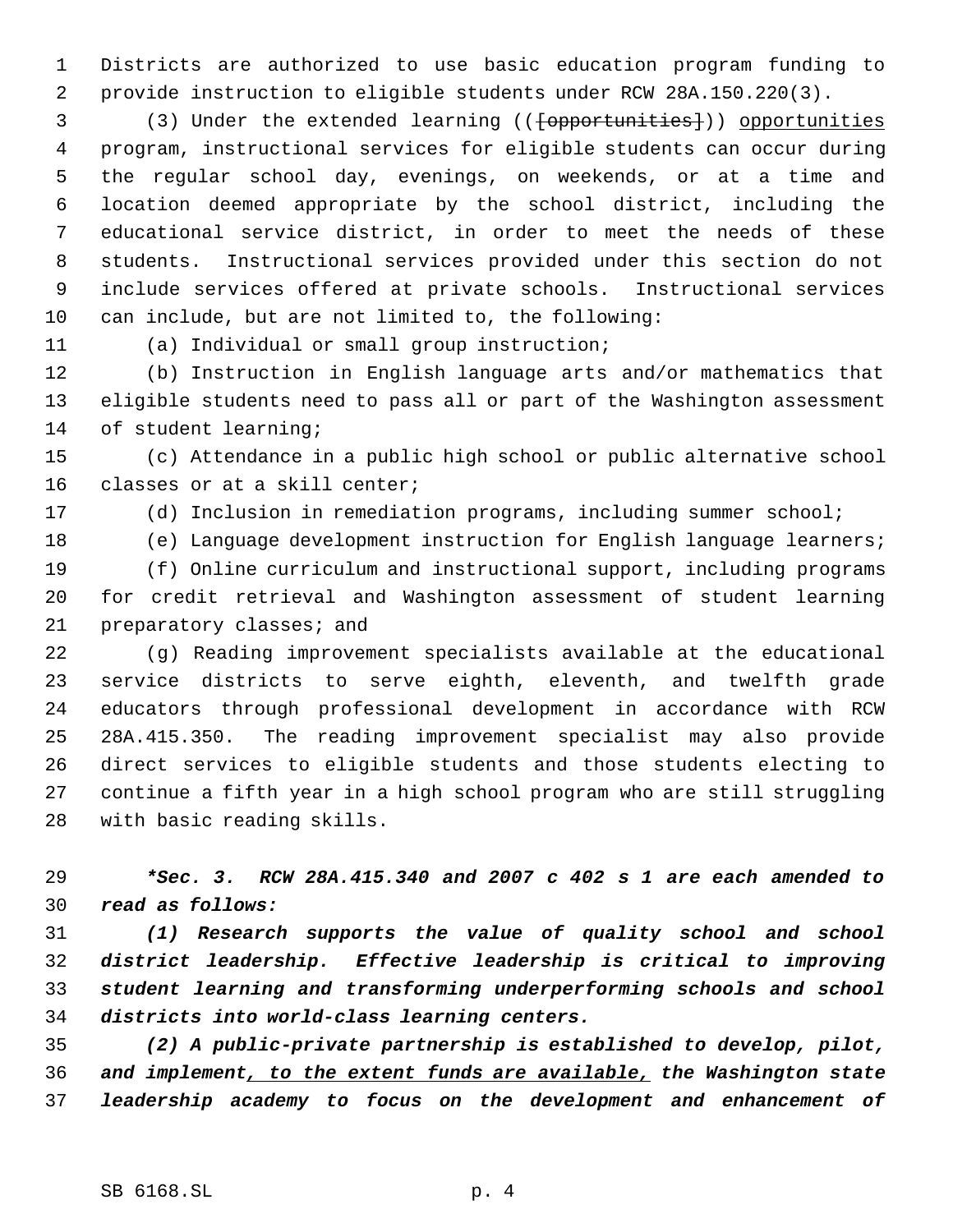Districts are authorized to use basic education program funding to provide instruction to eligible students under RCW 28A.150.220(3).

(3) Under the extended learning (([opportunities])) opportunities program, instructional services for eligible students can occur during the regular school day, evenings, on weekends, or at a time and location deemed appropriate by the school district, including the educational service district, in order to meet the needs of these students. Instructional services provided under this section do not include services offered at private schools. Instructional services can include, but are not limited to, the following:

(a) Individual or small group instruction;

(b) Instruction in English language arts and/or mathematics that eligible students need to pass all or part of the Washington assessment of student learning;

(c) Attendance in a public high school or public alternative school classes or at a skill center;

(d) Inclusion in remediation programs, including summer school;

(e) Language development instruction for English language learners;

(f) Online curriculum and instructional support, including programs for credit retrieval and Washington assessment of student learning preparatory classes; and

(g) Reading improvement specialists available at the educational service districts to serve eighth, eleventh, and twelfth grade educators through professional development in accordance with RCW 28A.415.350. The reading improvement specialist may also provide direct services to eligible students and those students electing to continue a fifth year in a high school program who are still struggling with basic reading skills.

***Sec. 3. RCW 28A.415.340 and 2007 c 402 s 1 are each amended to read as follows:***

***(1) Research supports the value of quality school and school district leadership. Effective leadership is critical to improving student learning and transforming underperforming schools and school districts into world-class learning centers.***

***(2) A public-private partnership is established to develop, pilot, and implement, to the extent funds are available, the Washington state leadership academy to focus on the development and enhancement of***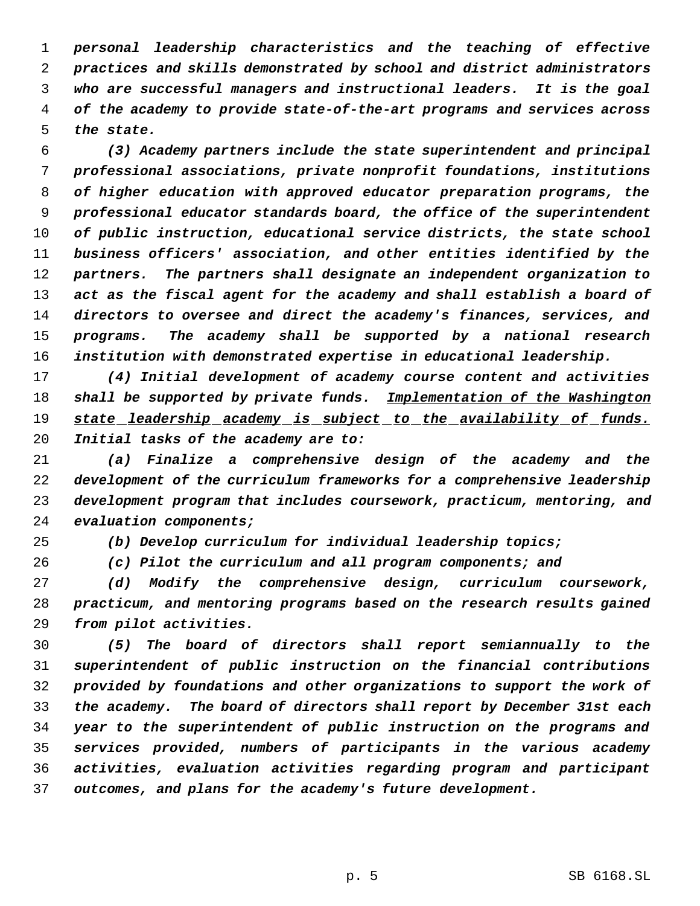*personal leadership characteristics and the teaching of effective practices and skills demonstrated by school and district administrators who are successful managers and instructional leaders. It is the goal of the academy to provide state-of-the-art programs and services across the state.*

*(3) Academy partners include the state superintendent and principal professional associations, private nonprofit foundations, institutions of higher education with approved educator preparation programs, the professional educator standards board, the office of the superintendent of public instruction, educational service districts, the state school business officers' association, and other entities identified by the partners. The partners shall designate an independent organization to act as the fiscal agent for the academy and shall establish a board of directors to oversee and direct the academy's finances, services, and programs. The academy shall be supported by a national research institution with demonstrated expertise in educational leadership.*

*(4) Initial development of academy course content and activities shall be supported by private funds.* Implementation of the Washington state leadership academy is subject to the availability of funds. *Initial tasks of the academy are to:*

*(a) Finalize a comprehensive design of the academy and the development of the curriculum frameworks for a comprehensive leadership development program that includes coursework, practicum, mentoring, and evaluation components;*

*(b) Develop curriculum for individual leadership topics;*

*(c) Pilot the curriculum and all program components; and*

*(d) Modify the comprehensive design, curriculum coursework, practicum, and mentoring programs based on the research results gained from pilot activities.*

*(5) The board of directors shall report semiannually to the superintendent of public instruction on the financial contributions provided by foundations and other organizations to support the work of the academy. The board of directors shall report by December 31st each year to the superintendent of public instruction on the programs and services provided, numbers of participants in the various academy activities, evaluation activities regarding program and participant outcomes, and plans for the academy's future development.*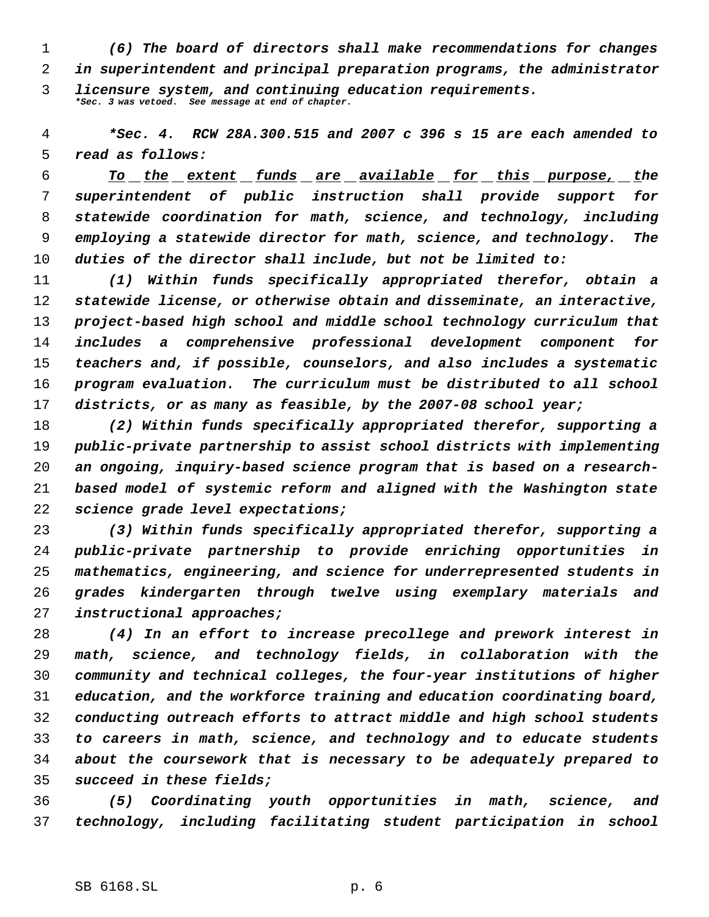*(6) The board of directors shall make recommendations for changes in superintendent and principal preparation programs, the administrator licensure system, and continuing education requirements.*

**\*Sec. 3 was vetoed. See message at end of chapter.*

*\*Sec. 4. RCW 28A.300.515 and 2007 c 396 s 15 are each amended to read as follows:*

*<u>To the extent funds are available for this purpose, t</u>he superintendent of public instruction shall provide support for statewide coordination for math, science, and technology, including employing a statewide director for math, science, and technology. The duties of the director shall include, but not be limited to:*

*(1) Within funds specifically appropriated therefor, obtain a statewide license, or otherwise obtain and disseminate, an interactive, project-based high school and middle school technology curriculum that includes a comprehensive professional development component for teachers and, if possible, counselors, and also includes a systematic program evaluation. The curriculum must be distributed to all school districts, or as many as feasible, by the 2007-08 school year;*

*(2) Within funds specifically appropriated therefor, supporting a public-private partnership to assist school districts with implementing an ongoing, inquiry-based science program that is based on a research-based model of systemic reform and aligned with the Washington state science grade level expectations;*

*(3) Within funds specifically appropriated therefor, supporting a public-private partnership to provide enriching opportunities in mathematics, engineering, and science for underrepresented students in grades kindergarten through twelve using exemplary materials and instructional approaches;*

*(4) In an effort to increase precollege and prework interest in math, science, and technology fields, in collaboration with the community and technical colleges, the four-year institutions of higher education, and the workforce training and education coordinating board, conducting outreach efforts to attract middle and high school students to careers in math, science, and technology and to educate students about the coursework that is necessary to be adequately prepared to succeed in these fields;*

*(5) Coordinating youth opportunities in math, science, and technology, including facilitating student participation in school*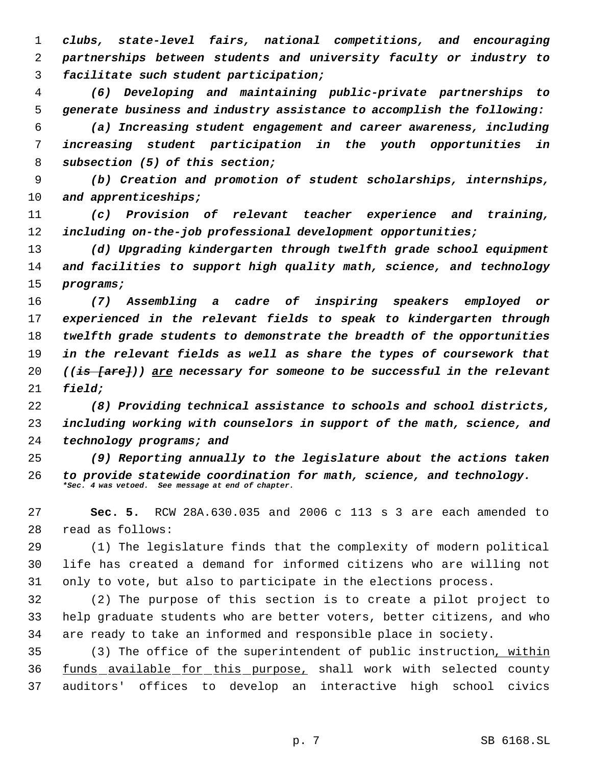*clubs, state-level fairs, national competitions, and encouraging partnerships between students and university faculty or industry to facilitate such student participation;*

*(6) Developing and maintaining public-private partnerships to generate business and industry assistance to accomplish the following:*

*(a) Increasing student engagement and career awareness, including increasing student participation in the youth opportunities in subsection (5) of this section;*

*(b) Creation and promotion of student scholarships, internships, and apprenticeships;*

*(c) Provision of relevant teacher experience and training, including on-the-job professional development opportunities;*

*(d) Upgrading kindergarten through twelfth grade school equipment and facilities to support high quality math, science, and technology programs;*

*(7) Assembling a cadre of inspiring speakers employed or experienced in the relevant fields to speak to kindergarten through twelfth grade students to demonstrate the breadth of the opportunities in the relevant fields as well as share the types of coursework that ((~~is [are]~~)) <u>are</u> necessary for someone to be successful in the relevant field;*

*(8) Providing technical assistance to schools and school districts, including working with counselors in support of the math, science, and technology programs; and*

*(9) Reporting annually to the legislature about the actions taken to provide statewide coordination for math, science, and technology.*

*\*Sec. 4 was vetoed. See message at end of chapter.*

**Sec. 5.** RCW 28A.630.035 and 2006 c 113 s 3 are each amended to read as follows:

(1) The legislature finds that the complexity of modern political life has created a demand for informed citizens who are willing not only to vote, but also to participate in the elections process.

(2) The purpose of this section is to create a pilot project to help graduate students who are better voters, better citizens, and who are ready to take an informed and responsible place in society.

(3) The office of the superintendent of public instruction<u>, within funds available for this purpose,</u> shall work with selected county auditors' offices to develop an interactive high school civics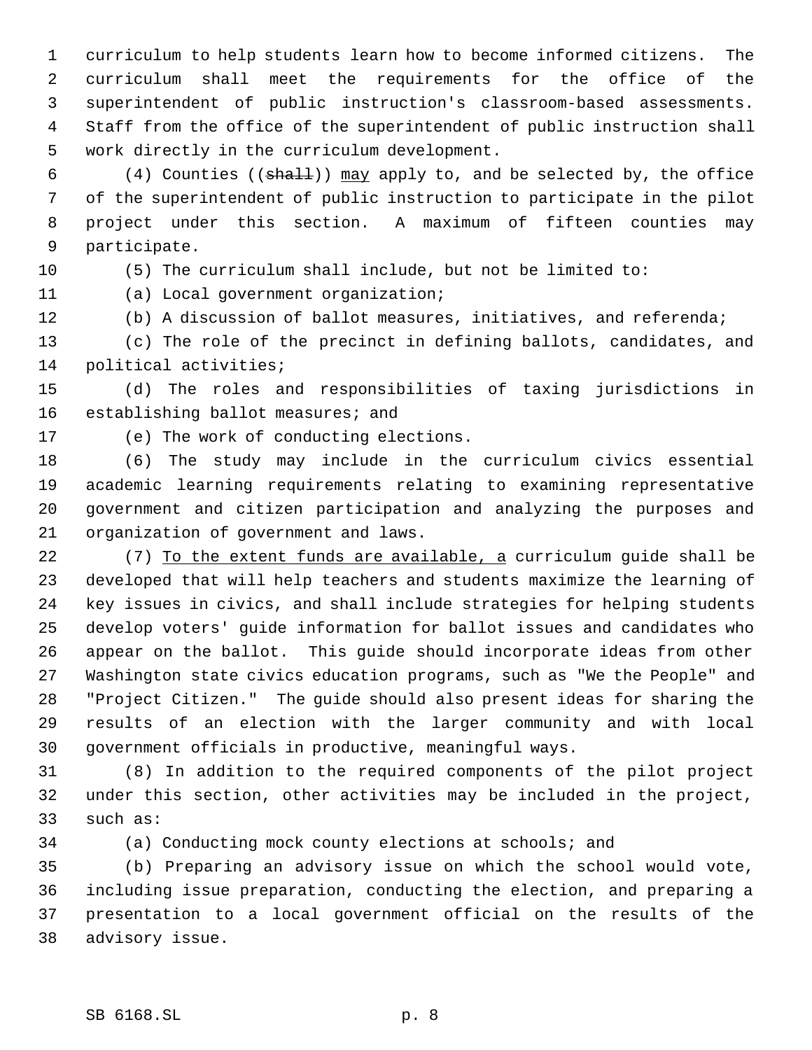curriculum to help students learn how to become informed citizens. The curriculum shall meet the requirements for the office of the superintendent of public instruction's classroom-based assessments. Staff from the office of the superintendent of public instruction shall work directly in the curriculum development.

(4) Counties ((~~shall~~)) <u>may</u> apply to, and be selected by, the office of the superintendent of public instruction to participate in the pilot project under this section. A maximum of fifteen counties may participate.

(5) The curriculum shall include, but not be limited to:

(a) Local government organization;

(b) A discussion of ballot measures, initiatives, and referenda;

(c) The role of the precinct in defining ballots, candidates, and political activities;

(d) The roles and responsibilities of taxing jurisdictions in establishing ballot measures; and

(e) The work of conducting elections.

(6) The study may include in the curriculum civics essential academic learning requirements relating to examining representative government and citizen participation and analyzing the purposes and organization of government and laws.

(7) <u>To the extent funds are available, a</u> curriculum guide shall be developed that will help teachers and students maximize the learning of key issues in civics, and shall include strategies for helping students develop voters' guide information for ballot issues and candidates who appear on the ballot. This guide should incorporate ideas from other Washington state civics education programs, such as "We the People" and "Project Citizen." The guide should also present ideas for sharing the results of an election with the larger community and with local government officials in productive, meaningful ways.

(8) In addition to the required components of the pilot project under this section, other activities may be included in the project, such as:

(a) Conducting mock county elections at schools; and

(b) Preparing an advisory issue on which the school would vote, including issue preparation, conducting the election, and preparing a presentation to a local government official on the results of the advisory issue.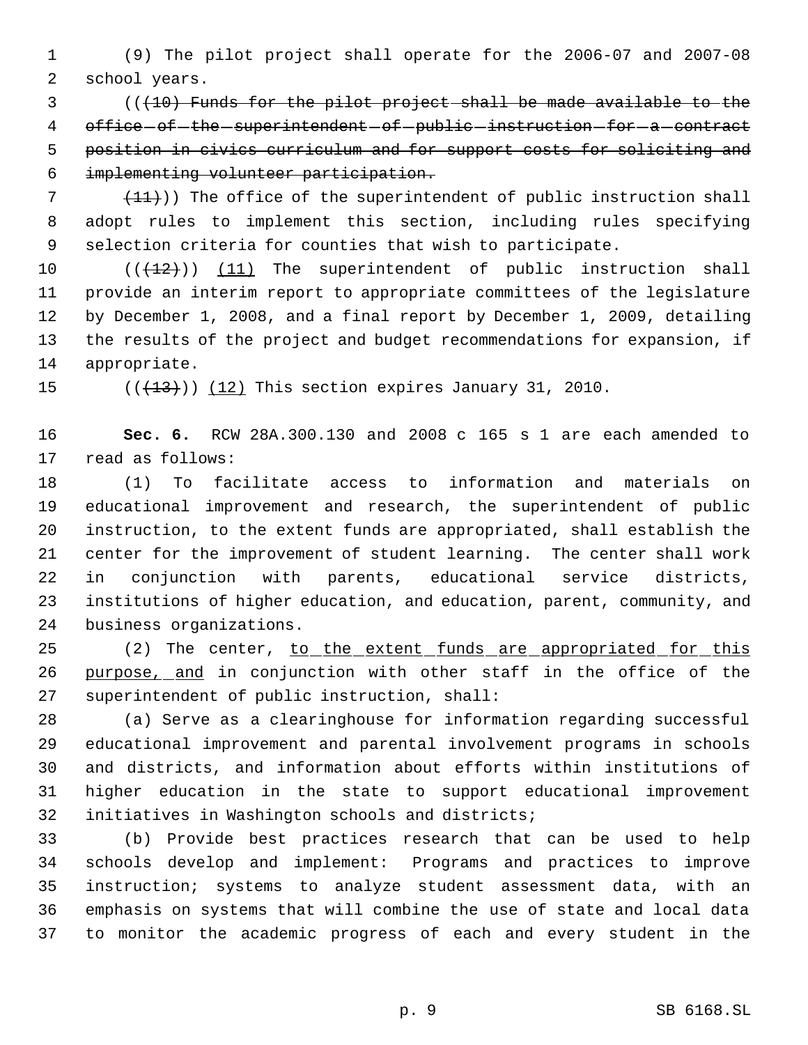(9) The pilot project shall operate for the 2006-07 and 2007-08 school years.

(( ~~(10) Funds for the pilot project shall be made available to the office of the superintendent of public instruction for a contract position in civics curriculum and for support costs for soliciting and implementing volunteer participation.~~

~~(11)~~ )) The office of the superintendent of public instruction shall adopt rules to implement this section, including rules specifying selection criteria for counties that wish to participate.

(( ~~(12)~~ )) <u>(11)</u> The superintendent of public instruction shall provide an interim report to appropriate committees of the legislature by December 1, 2008, and a final report by December 1, 2009, detailing the results of the project and budget recommendations for expansion, if appropriate.

(( ~~(13)~~ )) <u>(12)</u> This section expires January 31, 2010.

**Sec. 6.** RCW 28A.300.130 and 2008 c 165 s 1 are each amended to read as follows:

(1) To facilitate access to information and materials on educational improvement and research, the superintendent of public instruction, to the extent funds are appropriated, shall establish the center for the improvement of student learning. The center shall work in conjunction with parents, educational service districts, institutions of higher education, and education, parent, community, and business organizations.

(2) The center, <u>to the extent funds are appropriated for this purpose, and</u> in conjunction with other staff in the office of the superintendent of public instruction, shall:

(a) Serve as a clearinghouse for information regarding successful educational improvement and parental involvement programs in schools and districts, and information about efforts within institutions of higher education in the state to support educational improvement initiatives in Washington schools and districts;

(b) Provide best practices research that can be used to help schools develop and implement: Programs and practices to improve instruction; systems to analyze student assessment data, with an emphasis on systems that will combine the use of state and local data to monitor the academic progress of each and every student in the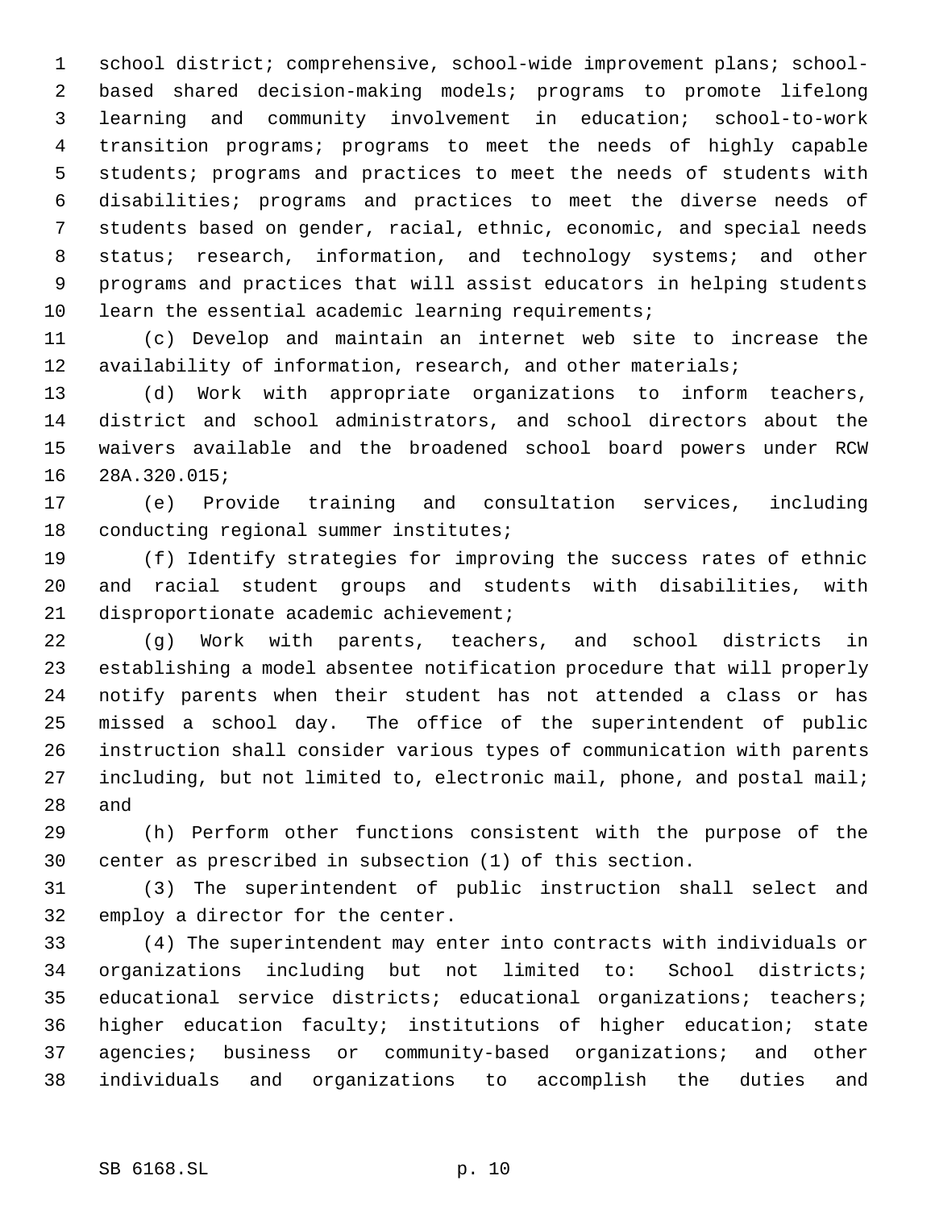school district; comprehensive, school-wide improvement plans; school-based shared decision-making models; programs to promote lifelong learning and community involvement in education; school-to-work transition programs; programs to meet the needs of highly capable students; programs and practices to meet the needs of students with disabilities; programs and practices to meet the diverse needs of students based on gender, racial, ethnic, economic, and special needs status; research, information, and technology systems; and other programs and practices that will assist educators in helping students learn the essential academic learning requirements;

(c) Develop and maintain an internet web site to increase the availability of information, research, and other materials;

(d) Work with appropriate organizations to inform teachers, district and school administrators, and school directors about the waivers available and the broadened school board powers under RCW 28A.320.015;

(e) Provide training and consultation services, including conducting regional summer institutes;

(f) Identify strategies for improving the success rates of ethnic and racial student groups and students with disabilities, with disproportionate academic achievement;

(g) Work with parents, teachers, and school districts in establishing a model absentee notification procedure that will properly notify parents when their student has not attended a class or has missed a school day. The office of the superintendent of public instruction shall consider various types of communication with parents including, but not limited to, electronic mail, phone, and postal mail; and

(h) Perform other functions consistent with the purpose of the center as prescribed in subsection (1) of this section.

(3) The superintendent of public instruction shall select and employ a director for the center.

(4) The superintendent may enter into contracts with individuals or organizations including but not limited to: School districts; educational service districts; educational organizations; teachers; higher education faculty; institutions of higher education; state agencies; business or community-based organizations; and other individuals and organizations to accomplish the duties and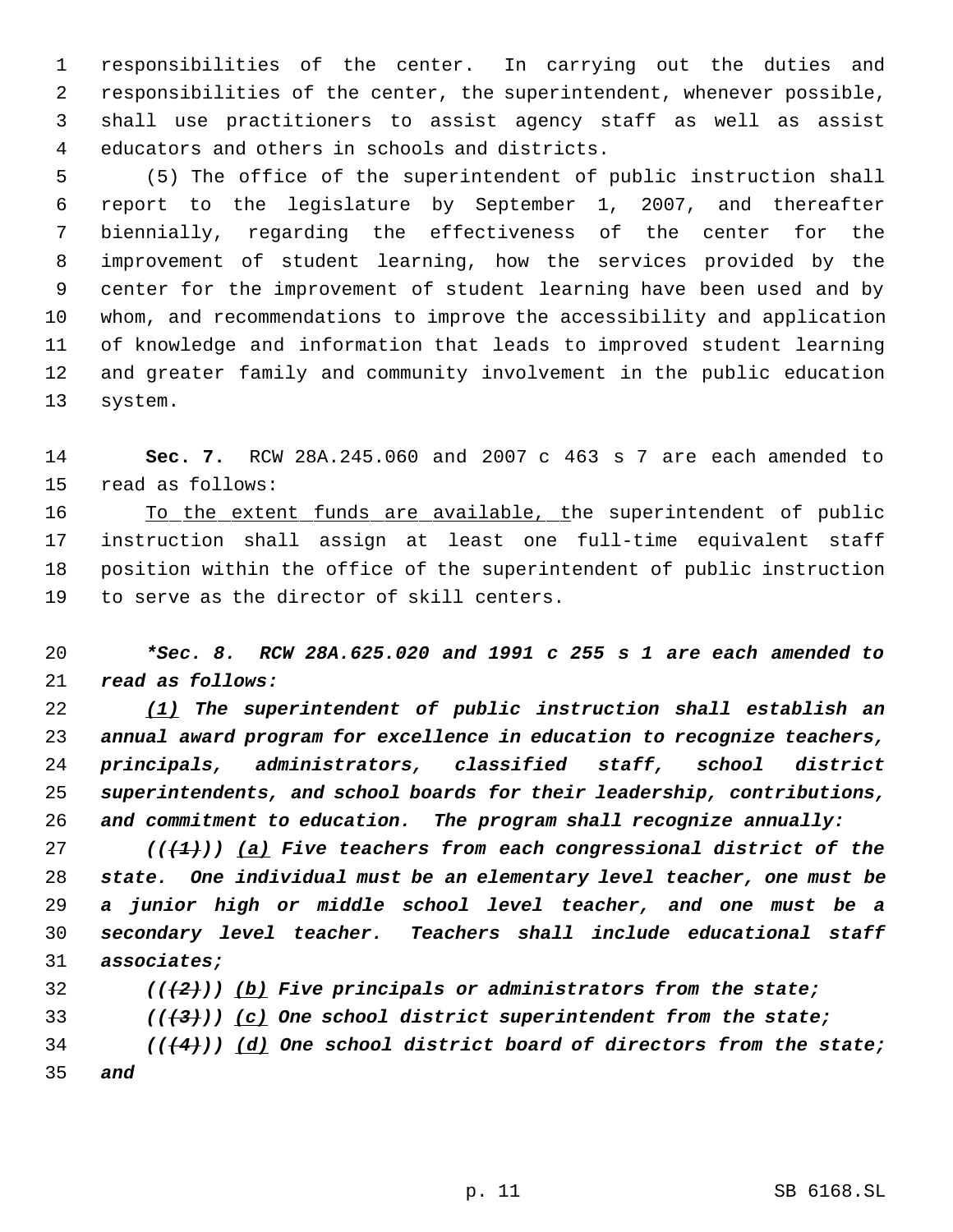responsibilities of the center. In carrying out the duties and responsibilities of the center, the superintendent, whenever possible, shall use practitioners to assist agency staff as well as assist educators and others in schools and districts.

(5) The office of the superintendent of public instruction shall report to the legislature by September 1, 2007, and thereafter biennially, regarding the effectiveness of the center for the improvement of student learning, how the services provided by the center for the improvement of student learning have been used and by whom, and recommendations to improve the accessibility and application of knowledge and information that leads to improved student learning and greater family and community involvement in the public education system.

**Sec. 7.** RCW 28A.245.060 and 2007 c 463 s 7 are each amended to read as follows:

To the extent funds are available, the superintendent of public instruction shall assign at least one full-time equivalent staff position within the office of the superintendent of public instruction to serve as the director of skill centers.

***\*Sec. 8. RCW 28A.625.020 and 1991 c 255 s 1 are each amended to read as follows:***

***(1) The superintendent of public instruction shall establish an annual award program for excellence in education to recognize teachers, principals, administrators, classified staff, school district superintendents, and school boards for their leadership, contributions, and commitment to education. The program shall recognize annually:***

***((~~(1)~~)) (a) Five teachers from each congressional district of the state. One individual must be an elementary level teacher, one must be a junior high or middle school level teacher, and one must be a secondary level teacher. Teachers shall include educational staff associates;***

***((~~(2)~~)) (b) Five principals or administrators from the state;***

***((~~(3)~~)) (c) One school district superintendent from the state;***

***((~~(4)~~)) (d) One school district board of directors from the state; and***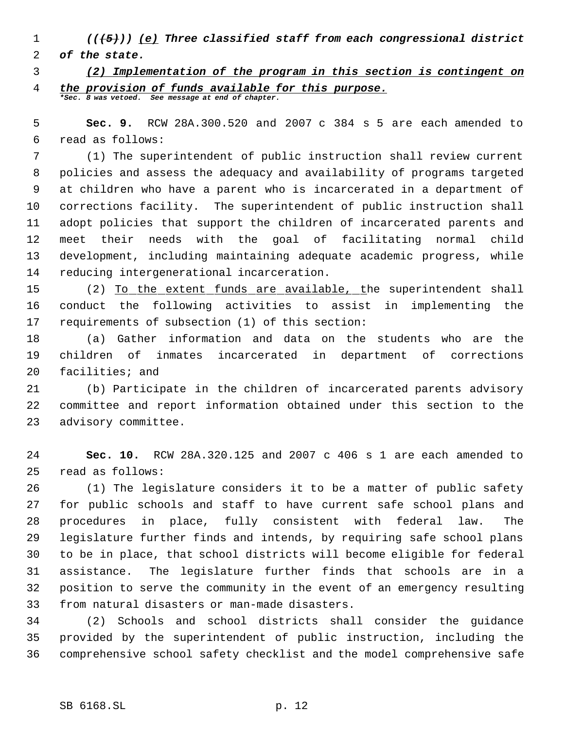*((~~(5)~~)) <u>(e)</u> Three classified staff from each congressional district of the state.*

*<u>(2) Implementation of the program in this section is contingent on the provision of funds available for this purpose.</u>*

*\*Sec. 8 was vetoed. See message at end of chapter.*

**Sec. 9.** RCW 28A.300.520 and 2007 c 384 s 5 are each amended to read as follows:

(1) The superintendent of public instruction shall review current policies and assess the adequacy and availability of programs targeted at children who have a parent who is incarcerated in a department of corrections facility. The superintendent of public instruction shall adopt policies that support the children of incarcerated parents and meet their needs with the goal of facilitating normal child development, including maintaining adequate academic progress, while reducing intergenerational incarceration.

(2) <u>To the extent funds are available, t</u>he superintendent shall conduct the following activities to assist in implementing the requirements of subsection (1) of this section:

(a) Gather information and data on the students who are the children of inmates incarcerated in department of corrections facilities; and

(b) Participate in the children of incarcerated parents advisory committee and report information obtained under this section to the advisory committee.

**Sec. 10.** RCW 28A.320.125 and 2007 c 406 s 1 are each amended to read as follows:

(1) The legislature considers it to be a matter of public safety for public schools and staff to have current safe school plans and procedures in place, fully consistent with federal law. The legislature further finds and intends, by requiring safe school plans to be in place, that school districts will become eligible for federal assistance. The legislature further finds that schools are in a position to serve the community in the event of an emergency resulting from natural disasters or man-made disasters.

(2) Schools and school districts shall consider the guidance provided by the superintendent of public instruction, including the comprehensive school safety checklist and the model comprehensive safe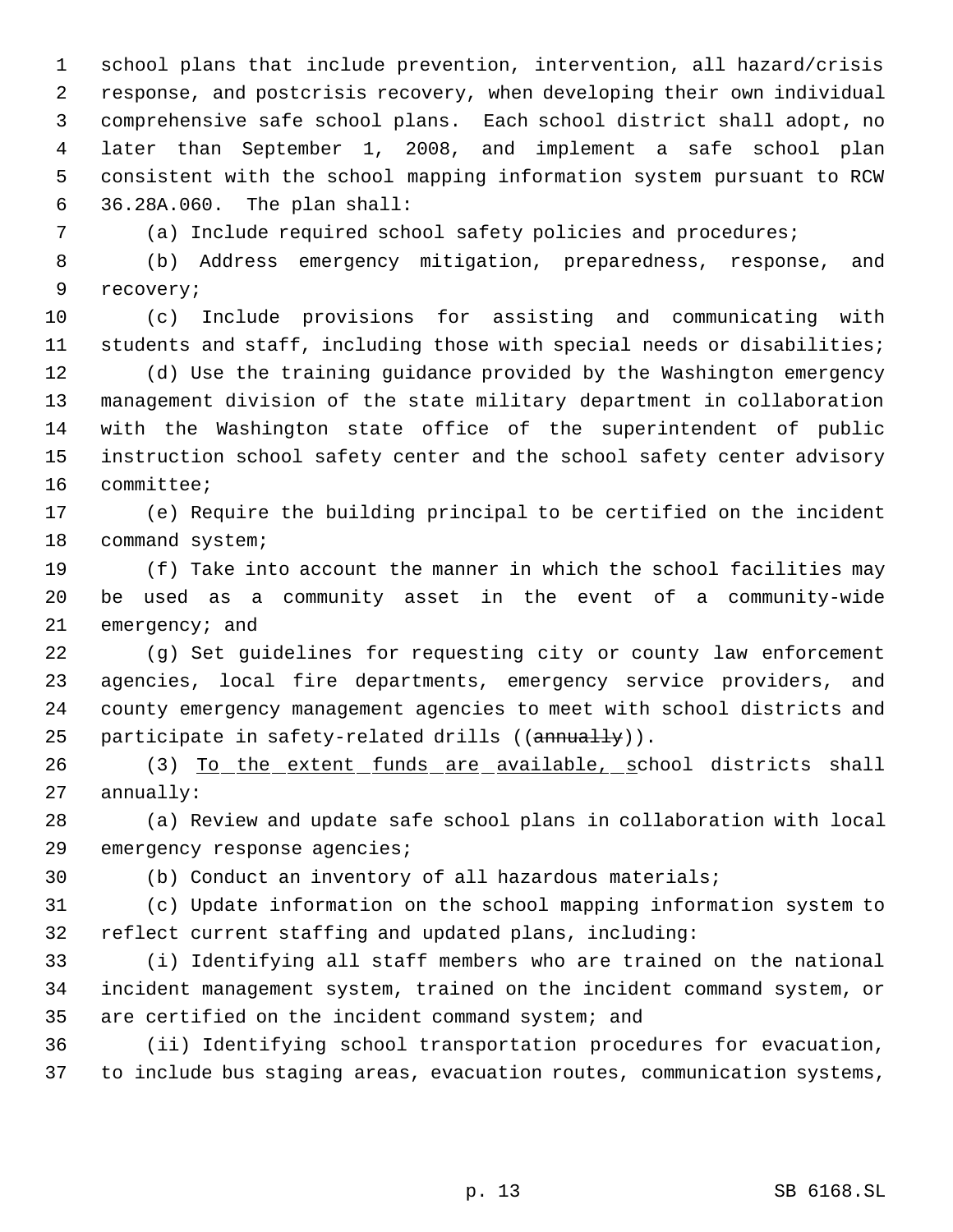school plans that include prevention, intervention, all hazard/crisis response, and postcrisis recovery, when developing their own individual comprehensive safe school plans. Each school district shall adopt, no later than September 1, 2008, and implement a safe school plan consistent with the school mapping information system pursuant to RCW 36.28A.060. The plan shall:

(a) Include required school safety policies and procedures;

(b) Address emergency mitigation, preparedness, response, and recovery;

(c) Include provisions for assisting and communicating with students and staff, including those with special needs or disabilities;

(d) Use the training guidance provided by the Washington emergency management division of the state military department in collaboration with the Washington state office of the superintendent of public instruction school safety center and the school safety center advisory committee;

(e) Require the building principal to be certified on the incident command system;

(f) Take into account the manner in which the school facilities may be used as a community asset in the event of a community-wide emergency; and

(g) Set guidelines for requesting city or county law enforcement agencies, local fire departments, emergency service providers, and county emergency management agencies to meet with school districts and participate in safety-related drills ((~~annually~~)).

(3) <u>To the extent funds are available, s</u>chool districts shall annually:

(a) Review and update safe school plans in collaboration with local emergency response agencies;

(b) Conduct an inventory of all hazardous materials;

(c) Update information on the school mapping information system to reflect current staffing and updated plans, including:

(i) Identifying all staff members who are trained on the national incident management system, trained on the incident command system, or are certified on the incident command system; and

(ii) Identifying school transportation procedures for evacuation, to include bus staging areas, evacuation routes, communication systems,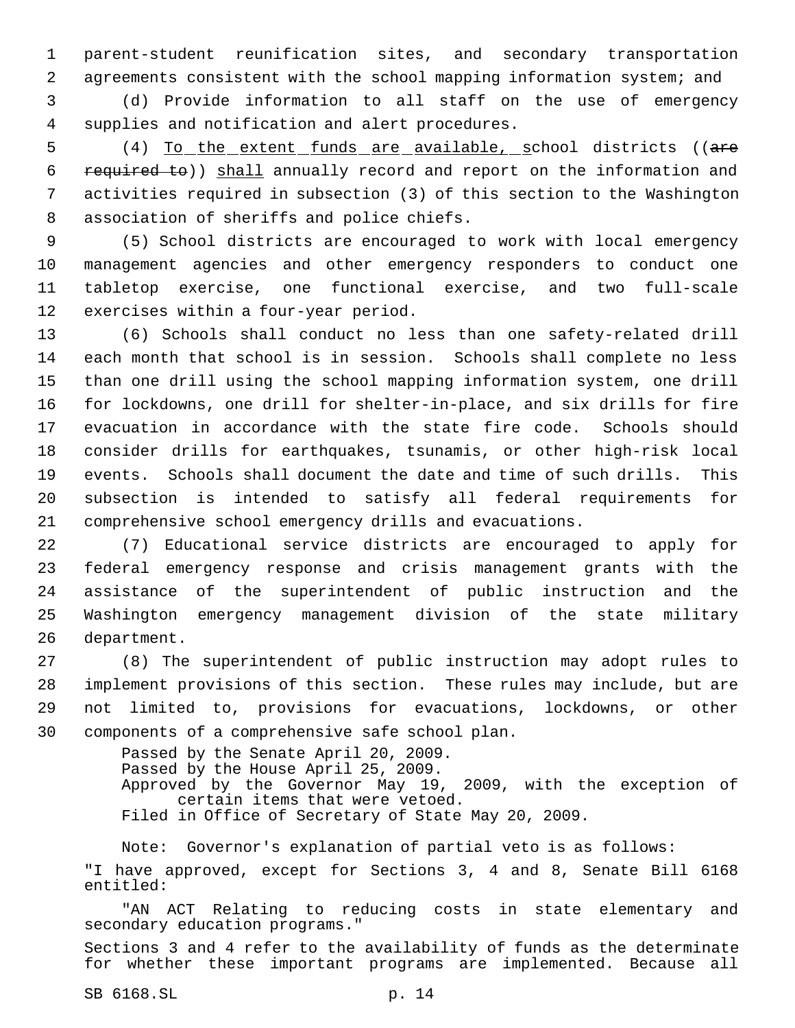parent-student reunification sites, and secondary transportation agreements consistent with the school mapping information system; and

(d) Provide information to all staff on the use of emergency supplies and notification and alert procedures.

(4) To the extent funds are available, school districts ((~~are required to~~)) shall annually record and report on the information and activities required in subsection (3) of this section to the Washington association of sheriffs and police chiefs.

(5) School districts are encouraged to work with local emergency management agencies and other emergency responders to conduct one tabletop exercise, one functional exercise, and two full-scale exercises within a four-year period.

(6) Schools shall conduct no less than one safety-related drill each month that school is in session. Schools shall complete no less than one drill using the school mapping information system, one drill for lockdowns, one drill for shelter-in-place, and six drills for fire evacuation in accordance with the state fire code. Schools should consider drills for earthquakes, tsunamis, or other high-risk local events. Schools shall document the date and time of such drills. This subsection is intended to satisfy all federal requirements for comprehensive school emergency drills and evacuations.

(7) Educational service districts are encouraged to apply for federal emergency response and crisis management grants with the assistance of the superintendent of public instruction and the Washington emergency management division of the state military department.

(8) The superintendent of public instruction may adopt rules to implement provisions of this section. These rules may include, but are not limited to, provisions for evacuations, lockdowns, or other components of a comprehensive safe school plan.

Passed by the Senate April 20, 2009.
Passed by the House April 25, 2009.
Approved by the Governor May 19, 2009, with the exception of certain items that were vetoed.
Filed in Office of Secretary of State May 20, 2009.

Note: Governor's explanation of partial veto is as follows:

"I have approved, except for Sections 3, 4 and 8, Senate Bill 6168 entitled:

"AN ACT Relating to reducing costs in state elementary and secondary education programs."

Sections 3 and 4 refer to the availability of funds as the determinate for whether these important programs are implemented. Because all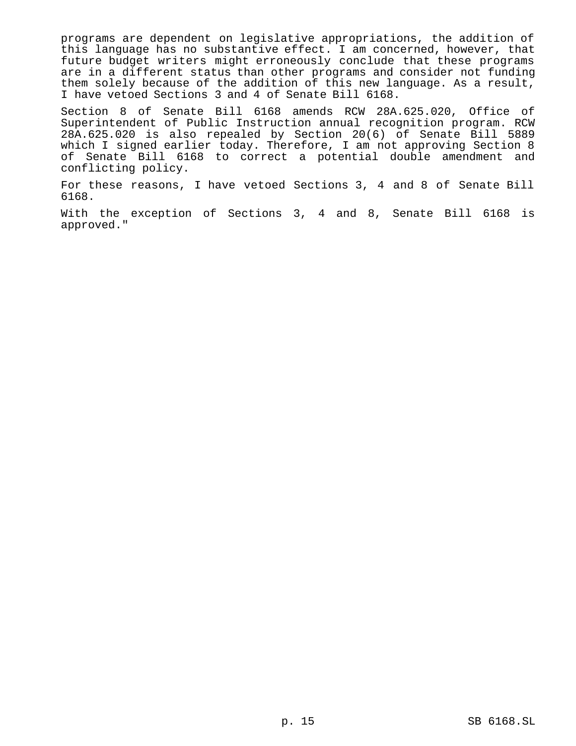programs are dependent on legislative appropriations, the addition of this language has no substantive effect. I am concerned, however, that future budget writers might erroneously conclude that these programs are in a different status than other programs and consider not funding them solely because of the addition of this new language. As a result, I have vetoed Sections 3 and 4 of Senate Bill 6168.

Section 8 of Senate Bill 6168 amends RCW 28A.625.020, Office of Superintendent of Public Instruction annual recognition program. RCW 28A.625.020 is also repealed by Section 20(6) of Senate Bill 5889 which I signed earlier today. Therefore, I am not approving Section 8 of Senate Bill 6168 to correct a potential double amendment and conflicting policy.

For these reasons, I have vetoed Sections 3, 4 and 8 of Senate Bill 6168.

With the exception of Sections 3, 4 and 8, Senate Bill 6168 is approved."